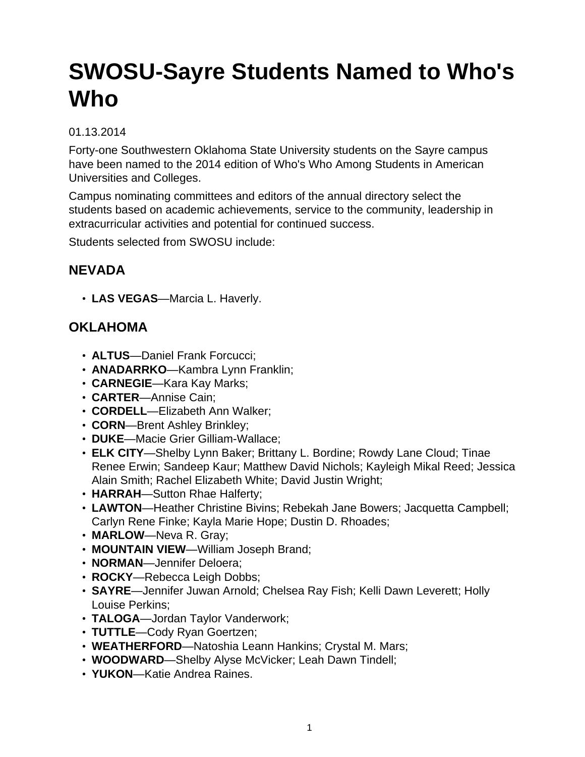# SWOSU-Sayre Students Named to Who's Who

01.13.2014

Forty-one Southwestern Oklahoma State University students on the Sayre campus have been named to the 2014 edition of Who's Who Among Students in American Universities and Colleges.

Campus nominating committees and editors of the annual directory select the students based on academic achievements, service to the community, leadership in extracurricular activities and potential for continued success.

Students selected from SWOSU include:

## NEVADA

- **LAS VEGAS**—Marcia L. Haverly.

## OKLAHOMA

- **ALTUS**—Daniel Frank Forcucci;
- **ANADARRKO**—Kambra Lynn Franklin;
- **CARNEGIE**—Kara Kay Marks;
- **CARTER**—Annise Cain;
- **CORDELL**—Elizabeth Ann Walker;
- **CORN**—Brent Ashley Brinkley;
- **DUKE**—Macie Grier Gilliam-Wallace;
- **ELK CITY**—Shelby Lynn Baker; Brittany L. Bordine; Rowdy Lane Cloud; Tinae Renee Erwin; Sandeep Kaur; Matthew David Nichols; Kayleigh Mikal Reed; Jessica Alain Smith; Rachel Elizabeth White; David Justin Wright;
- **HARRAH**—Sutton Rhae Halferty;
- **LAWTON**—Heather Christine Bivins; Rebekah Jane Bowers; Jacquetta Campbell; Carlyn Rene Finke; Kayla Marie Hope; Dustin D. Rhoades;
- **MARLOW**—Neva R. Gray;
- **MOUNTAIN VIEW**—William Joseph Brand;
- **NORMAN**—Jennifer Deloera;
- **ROCKY**—Rebecca Leigh Dobbs;
- **SAYRE**—Jennifer Juwan Arnold; Chelsea Ray Fish; Kelli Dawn Leverett; Holly Louise Perkins;
- **TALOGA**—Jordan Taylor Vanderwork;
- **TUTTLE**—Cody Ryan Goertzen;
- **WEATHERFORD**—Natoshia Leann Hankins; Crystal M. Mars;
- **WOODWARD**—Shelby Alyse McVicker; Leah Dawn Tindell;
- **YUKON**—Katie Andrea Raines.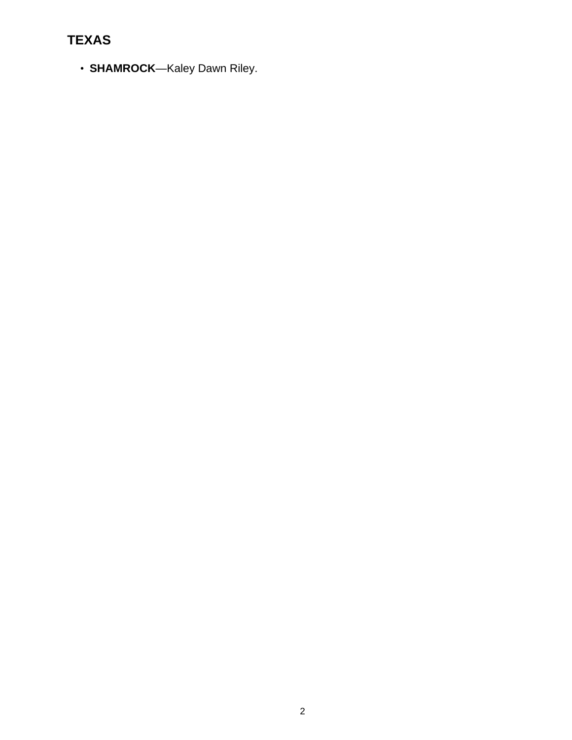## TEXAS

- **SHAMROCK**—Kaley Dawn Riley.